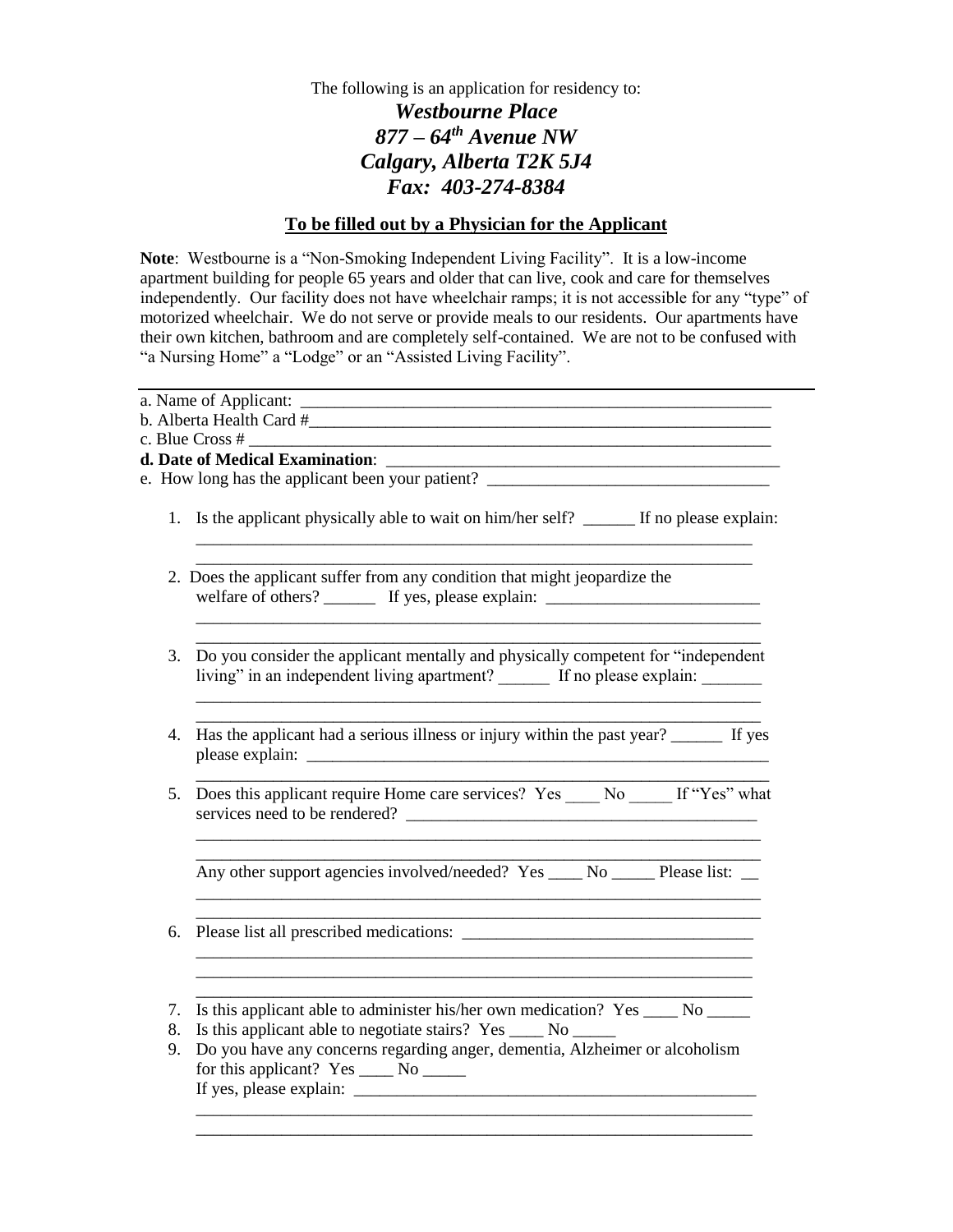The following is an application for residency to:

***Westbourne Place***
***877 – 64th Avenue NW***
***Calgary, Alberta T2K 5J4***
***Fax: 403-274-8384***

**To be filled out by a Physician for the Applicant**

**Note**: Westbourne is a "Non-Smoking Independent Living Facility". It is a low-income apartment building for people 65 years and older that can live, cook and care for themselves independently. Our facility does not have wheelchair ramps; it is not accessible for any "type" of motorized wheelchair. We do not serve or provide meals to our residents. Our apartments have their own kitchen, bathroom and are completely self-contained. We are not to be confused with "a Nursing Home" a "Lodge" or an "Assisted Living Facility".

---

a. Name of Applicant: ________________________________________________________
b. Alberta Health Card #________________________________________________________
c. Blue Cross # ______________________________________________________________
**d. Date of Medical Examination**: ____________________________________________
e. How long has the applicant been your patient? ________________________________

1. Is the applicant physically able to wait on him/her self? ______ If no please explain:
   ________________________________________________________________
   ________________________________________________________________
2. Does the applicant suffer from any condition that might jeopardize the welfare of others? ______ If yes, please explain: ________________________
   ________________________________________________________________
   ________________________________________________________________
3. Do you consider the applicant mentally and physically competent for "independent living" in an independent living apartment? ______ If no please explain: _______
   ________________________________________________________________
   ________________________________________________________________
4. Has the applicant had a serious illness or injury within the past year? ______ If yes please explain: ________________________________________________________
   ________________________________________________________________
5. Does this applicant require Home care services? Yes ____ No _____ If "Yes" what services need to be rendered? ________________________________________
   ________________________________________________________________
   ________________________________________________________________
   Any other support agencies involved/needed? Yes ____ No _____ Please list: __
   ________________________________________________________________
   ________________________________________________________________
6. Please list all prescribed medications: _________________________________
   ________________________________________________________________
   ________________________________________________________________
   ________________________________________________________________
7. Is this applicant able to administer his/her own medication? Yes ____ No _____
8. Is this applicant able to negotiate stairs? Yes ____ No _____
9. Do you have any concerns regarding anger, dementia, Alzheimer or alcoholism for this applicant? Yes ____ No _____
   If yes, please explain: ______________________________________________
   ________________________________________________________________
   ________________________________________________________________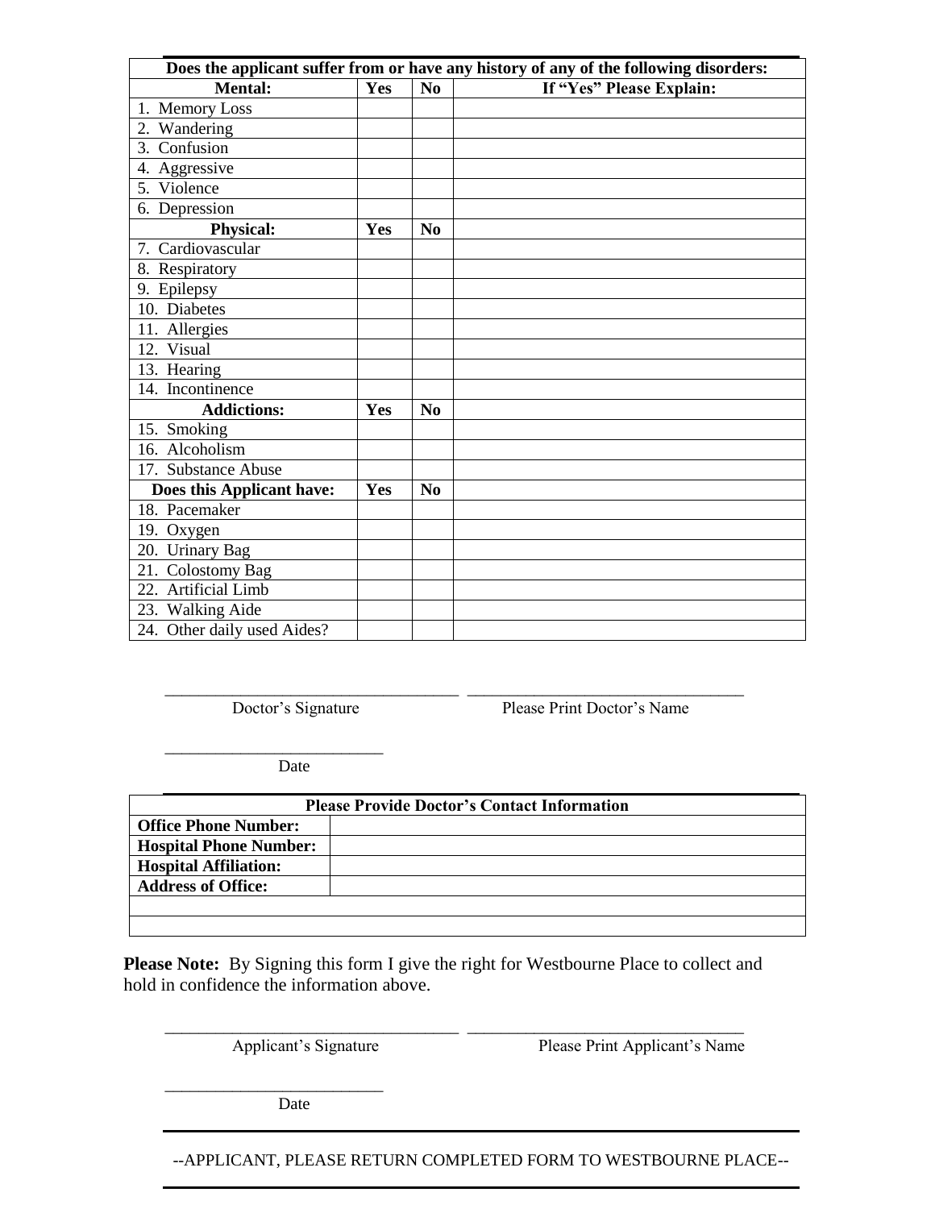| Does the applicant suffer from or have any history of any of the following disorders: | | | |
|---|---|---|---|
| **Mental:** | **Yes** | **No** | **If "Yes" Please Explain:** |
| 1. Memory Loss | | | |
| 2. Wandering | | | |
| 3. Confusion | | | |
| 4. Aggressive | | | |
| 5. Violence | | | |
| 6. Depression | | | |
| **Physical:** | **Yes** | **No** | |
| 7. Cardiovascular | | | |
| 8. Respiratory | | | |
| 9. Epilepsy | | | |
| 10. Diabetes | | | |
| 11. Allergies | | | |
| 12. Visual | | | |
| 13. Hearing | | | |
| 14. Incontinence | | | |
| **Addictions:** | **Yes** | **No** | |
| 15. Smoking | | | |
| 16. Alcoholism | | | |
| 17. Substance Abuse | | | |
| **Does this Applicant have:** | **Yes** | **No** | |
| 18. Pacemaker | | | |
| 19. Oxygen | | | |
| 20. Urinary Bag | | | |
| 21. Colostomy Bag | | | |
| 22. Artificial Limb | | | |
| 23. Walking Aide | | | |
| 24. Other daily used Aides? | | | |

___________________________________ ________________________________

Doctor's Signature Please Print Doctor's Name

__________________________

Date

| Please Provide Doctor's Contact Information | |
|---|---|
| **Office Phone Number:** | |
| **Hospital Phone Number:** | |
| **Hospital Affiliation:** | |
| **Address of Office:** | |
| | |
| | |

**Please Note:** By Signing this form I give the right for Westbourne Place to collect and hold in confidence the information above.

___________________________________ ________________________________

Applicant's Signature Please Print Applicant's Name

__________________________

Date

--APPLICANT, PLEASE RETURN COMPLETED FORM TO WESTBOURNE PLACE--